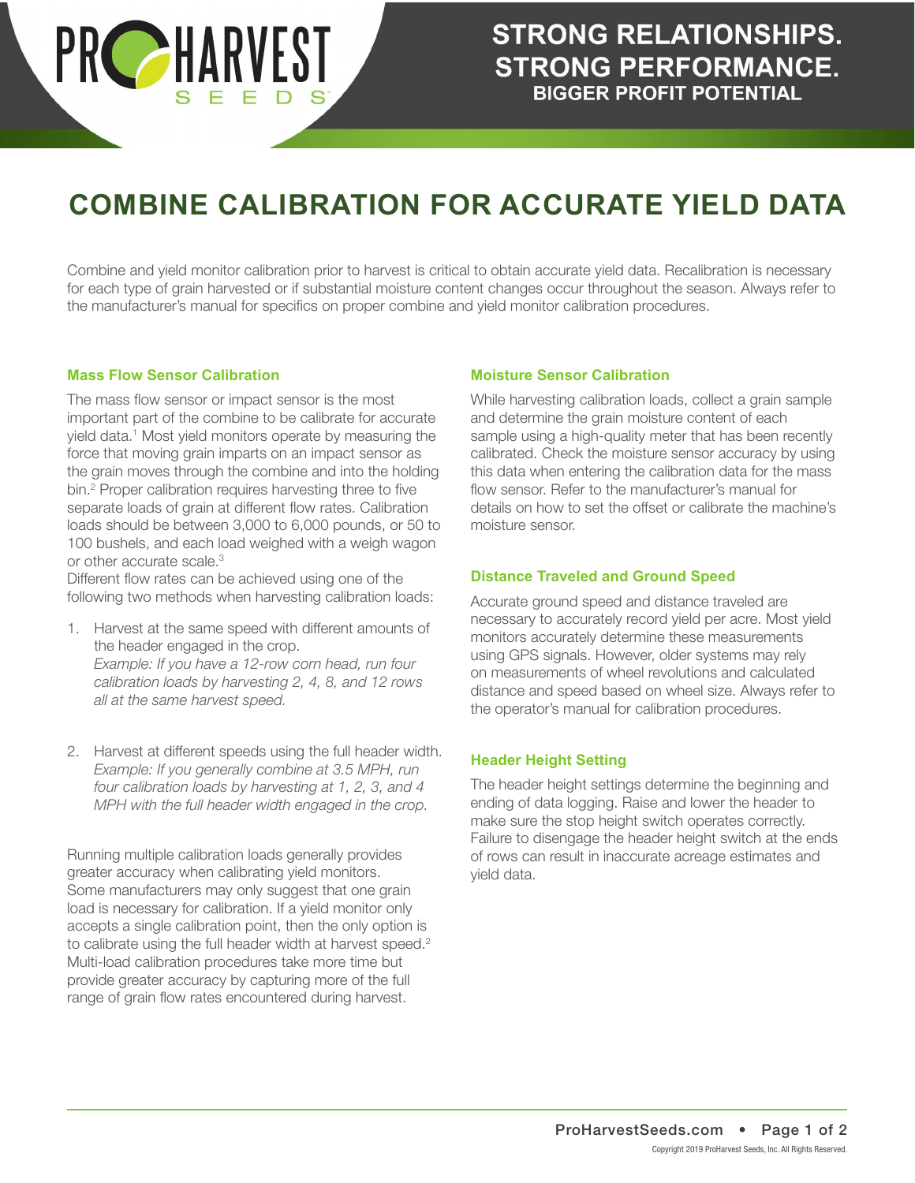STRONG RELATIONSHIPS. STRONG PERFORMANCE.
BIGGER PROFIT POTENTIAL

# COMBINE CALIBRATION FOR ACCURATE YIELD DATA

Combine and yield monitor calibration prior to harvest is critical to obtain accurate yield data. Recalibration is necessary for each type of grain harvested or if substantial moisture content changes occur throughout the season. Always refer to the manufacturer's manual for specifics on proper combine and yield monitor calibration procedures.

### Mass Flow Sensor Calibration

The mass flow sensor or impact sensor is the most important part of the combine to be calibrate for accurate yield data.[1] Most yield monitors operate by measuring the force that moving grain imparts on an impact sensor as the grain moves through the combine and into the holding bin.[2] Proper calibration requires harvesting three to five separate loads of grain at different flow rates. Calibration loads should be between 3,000 to 6,000 pounds, or 50 to 100 bushels, and each load weighed with a weigh wagon or other accurate scale.[3]

Different flow rates can be achieved using one of the following two methods when harvesting calibration loads:

1. Harvest at the same speed with different amounts of the header engaged in the crop.
   *Example: If you have a 12-row corn head, run four calibration loads by harvesting 2, 4, 8, and 12 rows all at the same harvest speed.*

2. Harvest at different speeds using the full header width.
   *Example: If you generally combine at 3.5 MPH, run four calibration loads by harvesting at 1, 2, 3, and 4 MPH with the full header width engaged in the crop.*

Running multiple calibration loads generally provides greater accuracy when calibrating yield monitors. Some manufacturers may only suggest that one grain load is necessary for calibration. If a yield monitor only accepts a single calibration point, then the only option is to calibrate using the full header width at harvest speed.[2] Multi-load calibration procedures take more time but provide greater accuracy by capturing more of the full range of grain flow rates encountered during harvest.

### Moisture Sensor Calibration

While harvesting calibration loads, collect a grain sample and determine the grain moisture content of each sample using a high-quality meter that has been recently calibrated. Check the moisture sensor accuracy by using this data when entering the calibration data for the mass flow sensor. Refer to the manufacturer's manual for details on how to set the offset or calibrate the machine's moisture sensor.

### Distance Traveled and Ground Speed

Accurate ground speed and distance traveled are necessary to accurately record yield per acre. Most yield monitors accurately determine these measurements using GPS signals. However, older systems may rely on measurements of wheel revolutions and calculated distance and speed based on wheel size. Always refer to the operator's manual for calibration procedures.

### Header Height Setting

The header height settings determine the beginning and ending of data logging. Raise and lower the header to make sure the stop height switch operates correctly. Failure to disengage the header height switch at the ends of rows can result in inaccurate acreage estimates and yield data.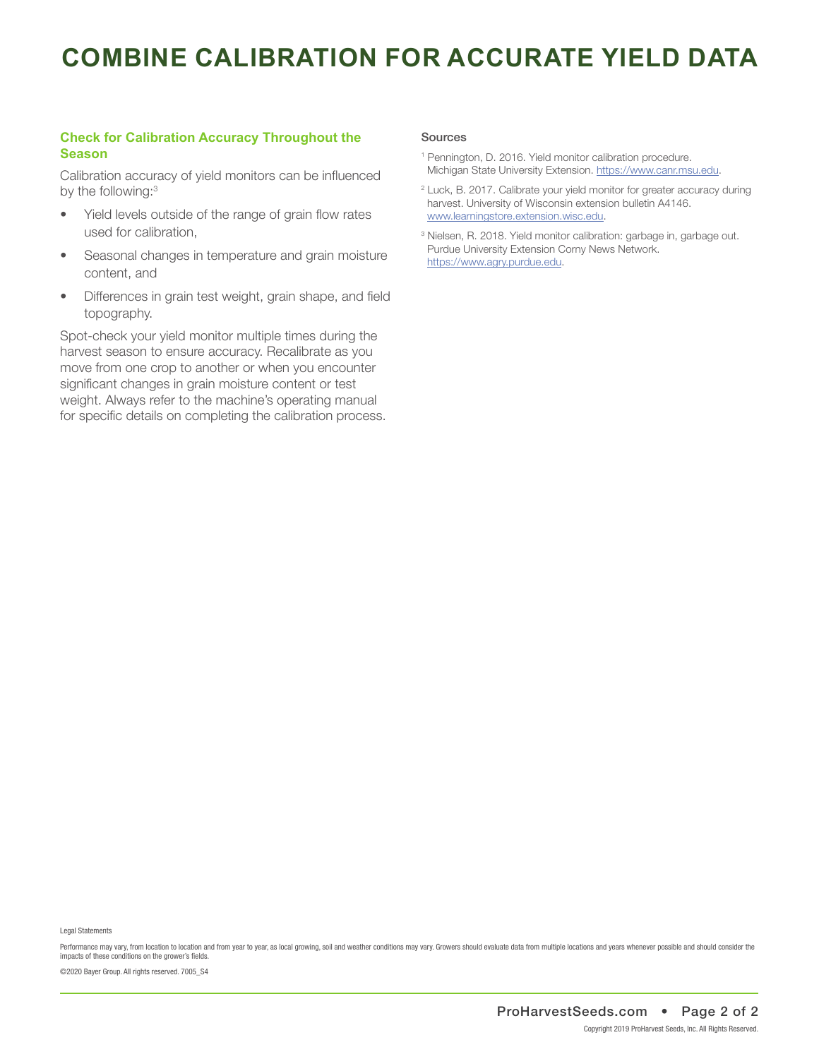# COMBINE CALIBRATION FOR ACCURATE YIELD DATA

### Check for Calibration Accuracy Throughout the Season

Calibration accuracy of yield monitors can be influenced by the following:[3]

- Yield levels outside of the range of grain flow rates used for calibration,
- Seasonal changes in temperature and grain moisture content, and
- Differences in grain test weight, grain shape, and field topography.

Spot-check your yield monitor multiple times during the harvest season to ensure accuracy. Recalibrate as you move from one crop to another or when you encounter significant changes in grain moisture content or test weight. Always refer to the machine's operating manual for specific details on completing the calibration process.

#### Sources

[1] Pennington, D. 2016. Yield monitor calibration procedure. Michigan State University Extension. https://www.canr.msu.edu.

[2] Luck, B. 2017. Calibrate your yield monitor for greater accuracy during harvest. University of Wisconsin extension bulletin A4146. www.learningstore.extension.wisc.edu.

[3] Nielsen, R. 2018. Yield monitor calibration: garbage in, garbage out. Purdue University Extension Corny News Network. https://www.agry.purdue.edu.

Legal Statements

Performance may vary, from location to location and from year to year, as local growing, soil and weather conditions may vary. Growers should evaluate data from multiple locations and years whenever possible and should consider the impacts of these conditions on the grower's fields.

©2020 Bayer Group. All rights reserved. 7005_S4

Copyright 2019 ProHarvest Seeds, Inc. All Rights Reserved.